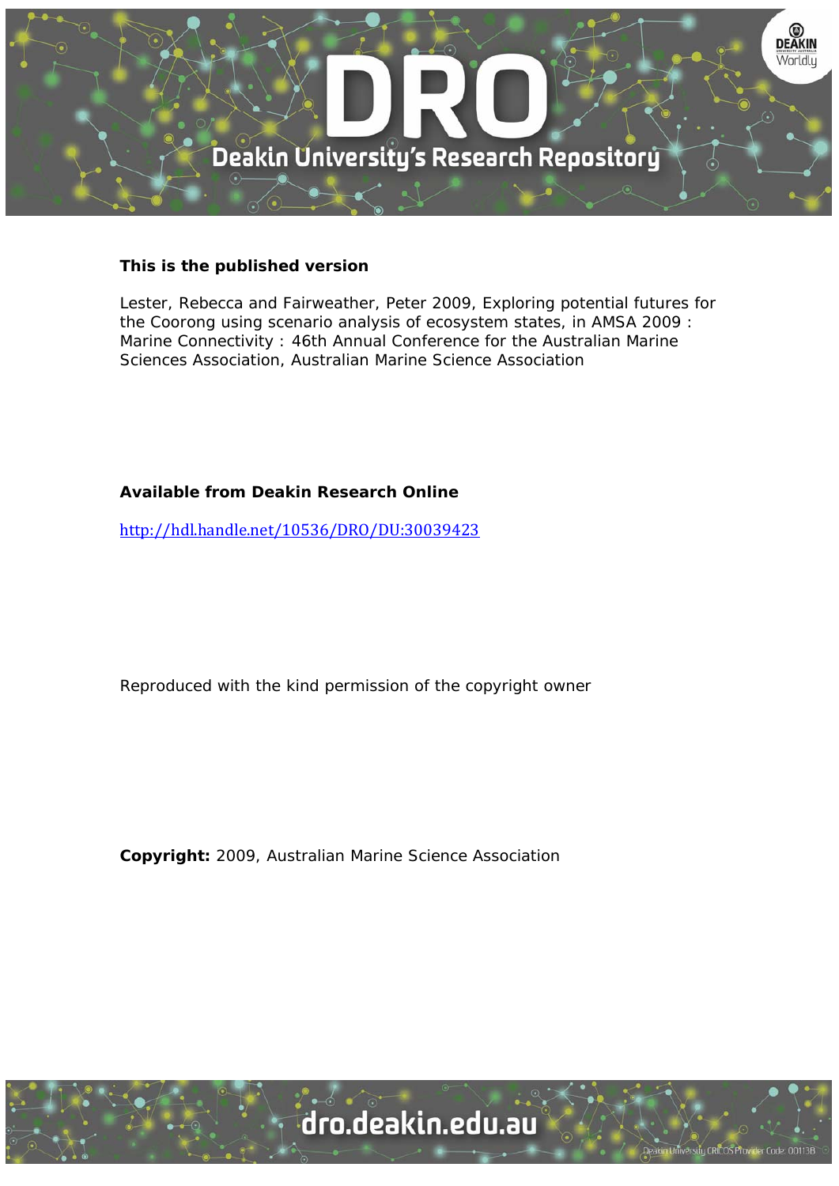**This is the published version**

Lester, Rebecca and Fairweather, Peter 2009, Exploring potential futures for the Coorong using scenario analysis of ecosystem states, in AMSA 2009 : Marine Connectivity : 46th Annual Conference for the Australian Marine Sciences Association, Australian Marine Science Association

**Available from Deakin Research Online**

http://hdl.handle.net/10536/DRO/DU:30039423

Reproduced with the kind permission of the copyright owner

**Copyright:** 2009, Australian Marine Science Association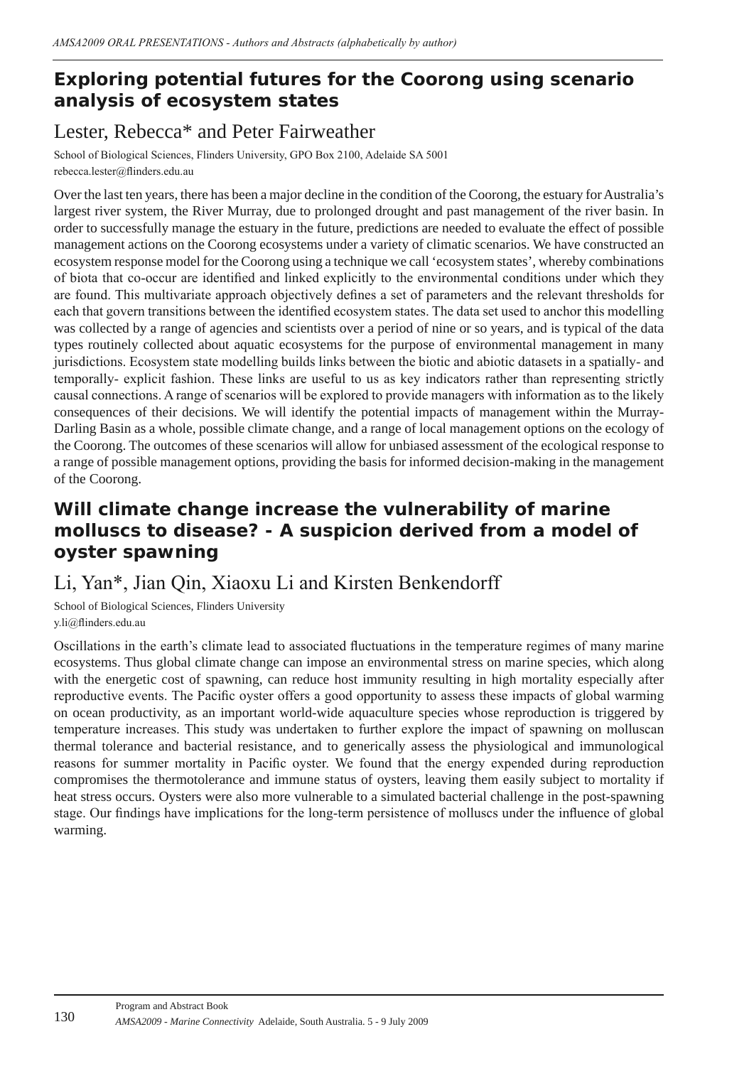## Exploring potential futures for the Coorong using scenario analysis of ecosystem states

Lester, Rebecca* and Peter Fairweather

School of Biological Sciences, Flinders University, GPO Box 2100, Adelaide SA 5001
rebecca.lester@flinders.edu.au

Over the last ten years, there has been a major decline in the condition of the Coorong, the estuary for Australia's largest river system, the River Murray, due to prolonged drought and past management of the river basin. In order to successfully manage the estuary in the future, predictions are needed to evaluate the effect of possible management actions on the Coorong ecosystems under a variety of climatic scenarios. We have constructed an ecosystem response model for the Coorong using a technique we call 'ecosystem states', whereby combinations of biota that co-occur are identified and linked explicitly to the environmental conditions under which they are found. This multivariate approach objectively defines a set of parameters and the relevant thresholds for each that govern transitions between the identified ecosystem states. The data set used to anchor this modelling was collected by a range of agencies and scientists over a period of nine or so years, and is typical of the data types routinely collected about aquatic ecosystems for the purpose of environmental management in many jurisdictions. Ecosystem state modelling builds links between the biotic and abiotic datasets in a spatially- and temporally- explicit fashion. These links are useful to us as key indicators rather than representing strictly causal connections. A range of scenarios will be explored to provide managers with information as to the likely consequences of their decisions. We will identify the potential impacts of management within the Murray-Darling Basin as a whole, possible climate change, and a range of local management options on the ecology of the Coorong. The outcomes of these scenarios will allow for unbiased assessment of the ecological response to a range of possible management options, providing the basis for informed decision-making in the management of the Coorong.

## Will climate change increase the vulnerability of marine molluscs to disease? - A suspicion derived from a model of oyster spawning

Li, Yan*, Jian Qin, Xiaoxu Li and Kirsten Benkendorff

School of Biological Sciences, Flinders University
y.li@flinders.edu.au

Oscillations in the earth's climate lead to associated fluctuations in the temperature regimes of many marine ecosystems. Thus global climate change can impose an environmental stress on marine species, which along with the energetic cost of spawning, can reduce host immunity resulting in high mortality especially after reproductive events. The Pacific oyster offers a good opportunity to assess these impacts of global warming on ocean productivity, as an important world-wide aquaculture species whose reproduction is triggered by temperature increases. This study was undertaken to further explore the impact of spawning on molluscan thermal tolerance and bacterial resistance, and to generically assess the physiological and immunological reasons for summer mortality in Pacific oyster. We found that the energy expended during reproduction compromises the thermotolerance and immune status of oysters, leaving them easily subject to mortality if heat stress occurs. Oysters were also more vulnerable to a simulated bacterial challenge in the post-spawning stage. Our findings have implications for the long-term persistence of molluscs under the influence of global warming.